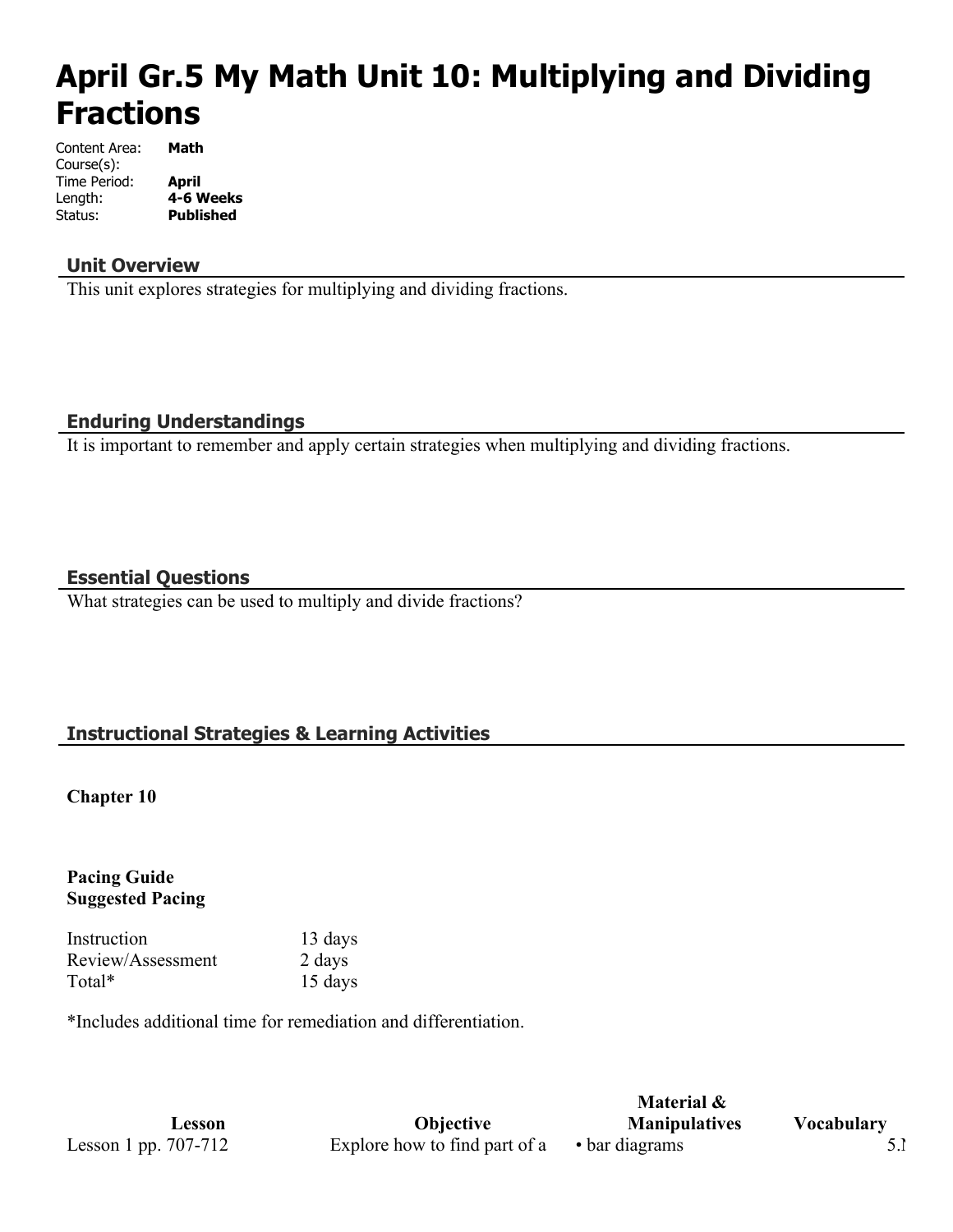# April Gr.5 My Math Unit 10: Multiplying and Dividing Fractions

Content Area: **Math**
Course(s):
Time Period: **April**
Length: **4-6 Weeks**
Status: **Published**

## Unit Overview

This unit explores strategies for multiplying and dividing fractions.

## Enduring Understandings

It is important to remember and apply certain strategies when multiplying and dividing fractions.

## Essential Questions

What strategies can be used to multiply and divide fractions?

## Instructional Strategies & Learning Activities

**Chapter 10**

**Pacing Guide**
**Suggested Pacing**

| | |
|---|---|
| Instruction | 13 days |
| Review/Assessment | 2 days |
| Total* | 15 days |

*Includes additional time for remediation and differentiation.

| Lesson | Objective | Material & Manipulatives | Vocabulary | |
|---|---|---|---|---|
| Lesson 1 pp. 707-712 | Explore how to find part of a | • bar diagrams | | 5.N |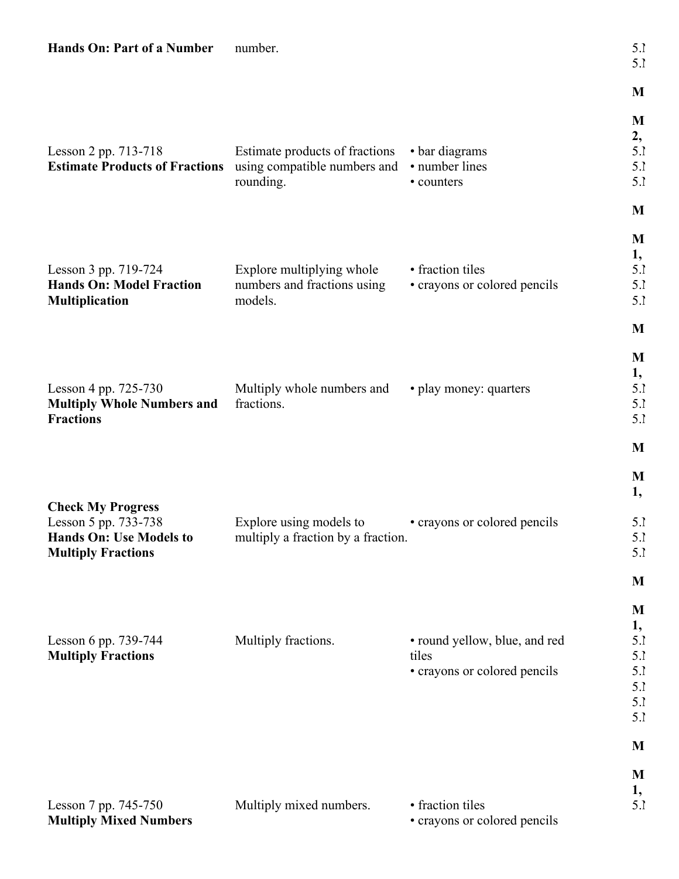| | | | |
|---|---|---|---|
| **Hands On: Part of a Number** | number. | | 5.I<br>5.I<br><br>**M**<br><br>**M**<br>**2,** |
| Lesson 2 pp. 713-718<br>**Estimate Products of Fractions** | Estimate products of fractions using compatible numbers and rounding. | • bar diagrams<br>• number lines<br>• counters | 5.I<br>5.I<br>5.I<br><br>**M**<br><br>**M**<br>**1,** |
| Lesson 3 pp. 719-724<br>**Hands On: Model Fraction Multiplication** | Explore multiplying whole numbers and fractions using models. | • fraction tiles<br>• crayons or colored pencils | 5.I<br>5.I<br>5.I<br><br>**M**<br><br>**M**<br>**1,** |
| Lesson 4 pp. 725-730<br>**Multiply Whole Numbers and Fractions** | Multiply whole numbers and fractions. | • play money: quarters | 5.I<br>5.I<br>5.I<br><br>**M**<br><br>**M**<br>**1,** |
| **Check My Progress**<br>Lesson 5 pp. 733-738<br>**Hands On: Use Models to Multiply Fractions** | Explore using models to multiply a fraction by a fraction. | • crayons or colored pencils | 5.I<br>5.I<br>5.I<br><br>**M**<br><br>**M**<br>**1,** |
| Lesson 6 pp. 739-744<br>**Multiply Fractions** | Multiply fractions. | • round yellow, blue, and red tiles<br>• crayons or colored pencils | 5.I<br>5.I<br>5.I<br>5.I<br>5.I<br>5.I<br><br>**M**<br><br>**M**<br>**1,** |
| Lesson 7 pp. 745-750<br>**Multiply Mixed Numbers** | Multiply mixed numbers. | • fraction tiles<br>• crayons or colored pencils | 5.I |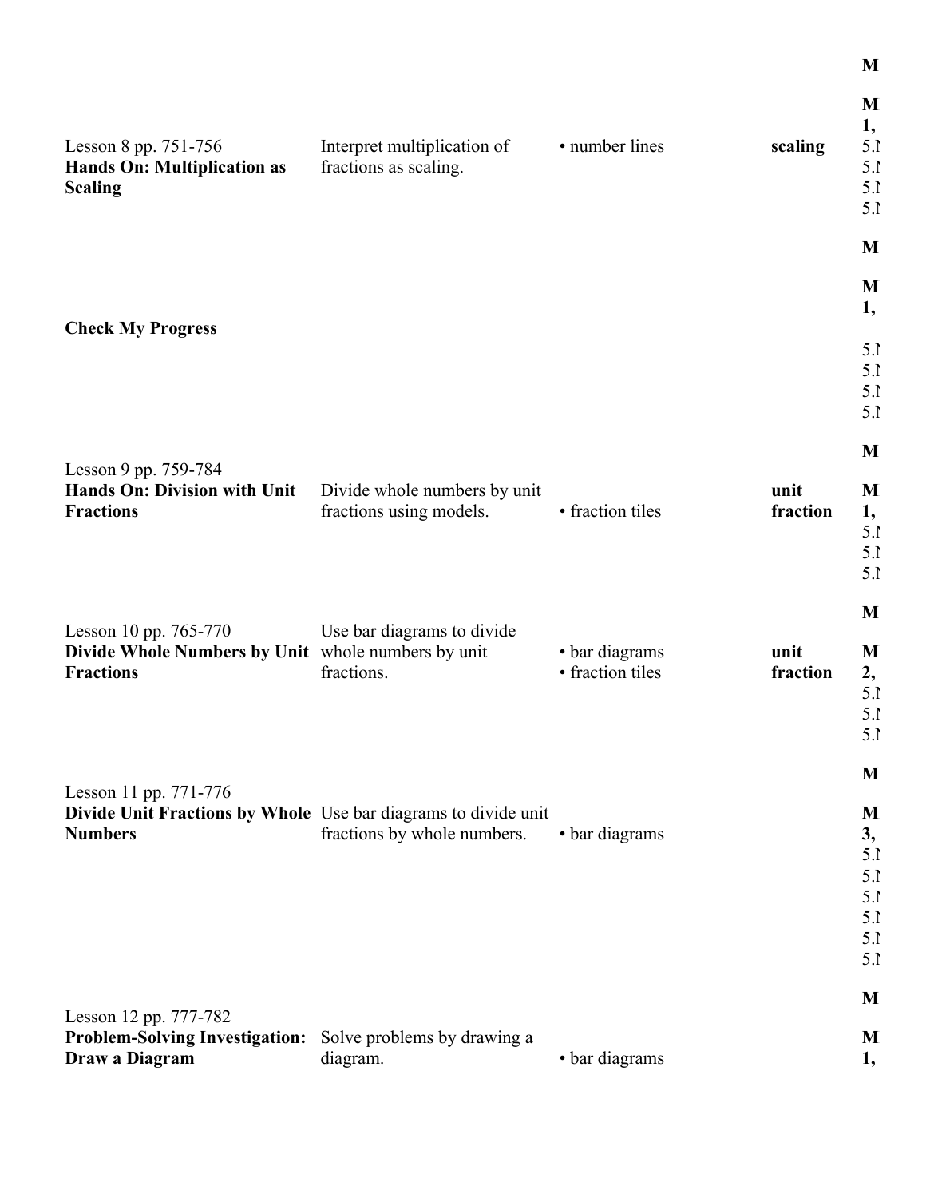| | | | | M |
|---|---|---|---|---|
| Lesson 8 pp. 751-756 **Hands On: Multiplication as Scaling** | Interpret multiplication of fractions as scaling. | • number lines | **scaling** | **M 1,** 5.N 5.N 5.N 5.N |
| | | | | **M** |
| **Check My Progress** | | | | **M 1,** 5.N 5.N 5.N 5.N |
| | | | | **M** |
| Lesson 9 pp. 759-784 **Hands On: Division with Unit Fractions** | Divide whole numbers by unit fractions using models. | • fraction tiles | **unit fraction** | **M 1,** 5.N 5.N 5.N |
| | | | | **M** |
| Lesson 10 pp. 765-770 **Divide Whole Numbers by Unit Fractions** | Use bar diagrams to divide whole numbers by unit fractions. | • bar diagrams • fraction tiles | **unit fraction** | **M 2,** 5.N 5.N 5.N |
| | | | | **M** |
| Lesson 11 pp. 771-776 **Divide Unit Fractions by Whole Numbers** | Use bar diagrams to divide unit fractions by whole numbers. | • bar diagrams | | **M 3,** 5.N 5.N 5.N 5.N 5.N 5.N |
| | | | | **M** |
| Lesson 12 pp. 777-782 **Problem-Solving Investigation: Draw a Diagram** | Solve problems by drawing a diagram. | • bar diagrams | | **M 1,** |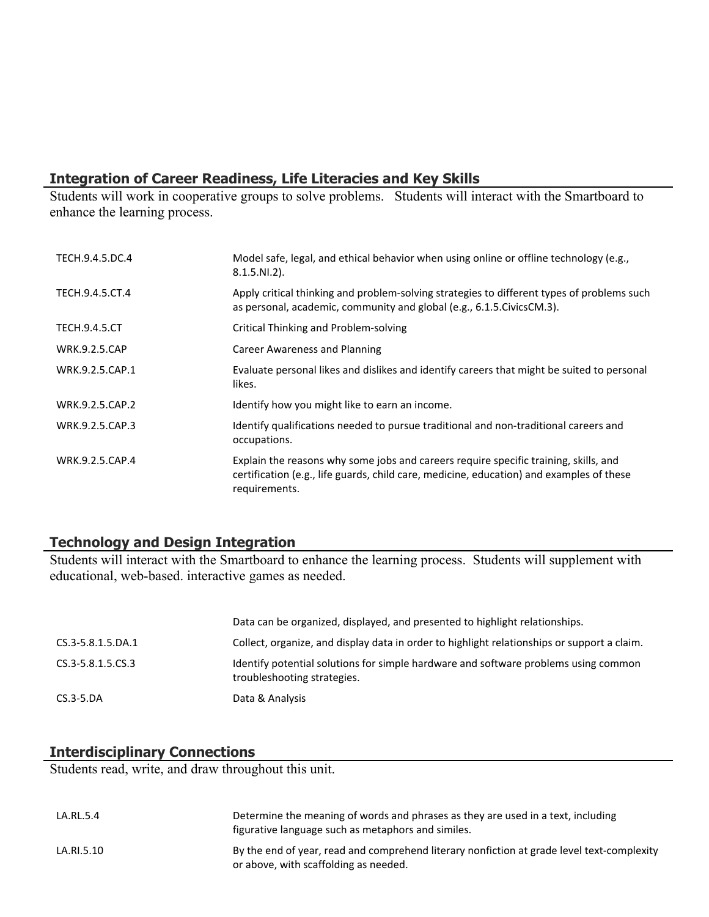## Integration of Career Readiness, Life Literacies and Key Skills

Students will work in cooperative groups to solve problems. Students will interact with the Smartboard to enhance the learning process.

| | |
|---|---|
| TECH.9.4.5.DC.4 | Model safe, legal, and ethical behavior when using online or offline technology (e.g., 8.1.5.NI.2). |
| TECH.9.4.5.CT.4 | Apply critical thinking and problem-solving strategies to different types of problems such as personal, academic, community and global (e.g., 6.1.5.CivicsCM.3). |
| TECH.9.4.5.CT | Critical Thinking and Problem-solving |
| WRK.9.2.5.CAP | Career Awareness and Planning |
| WRK.9.2.5.CAP.1 | Evaluate personal likes and dislikes and identify careers that might be suited to personal likes. |
| WRK.9.2.5.CAP.2 | Identify how you might like to earn an income. |
| WRK.9.2.5.CAP.3 | Identify qualifications needed to pursue traditional and non-traditional careers and occupations. |
| WRK.9.2.5.CAP.4 | Explain the reasons why some jobs and careers require specific training, skills, and certification (e.g., life guards, child care, medicine, education) and examples of these requirements. |

## Technology and Design Integration

Students will interact with the Smartboard to enhance the learning process. Students will supplement with educational, web-based. interactive games as needed.

| | |
|---|---|
| | Data can be organized, displayed, and presented to highlight relationships. |
| CS.3-5.8.1.5.DA.1 | Collect, organize, and display data in order to highlight relationships or support a claim. |
| CS.3-5.8.1.5.CS.3 | Identify potential solutions for simple hardware and software problems using common troubleshooting strategies. |
| CS.3-5.DA | Data & Analysis |

## Interdisciplinary Connections

Students read, write, and draw throughout this unit.

| | |
|---|---|
| LA.RL.5.4 | Determine the meaning of words and phrases as they are used in a text, including figurative language such as metaphors and similes. |
| LA.RI.5.10 | By the end of year, read and comprehend literary nonfiction at grade level text-complexity or above, with scaffolding as needed. |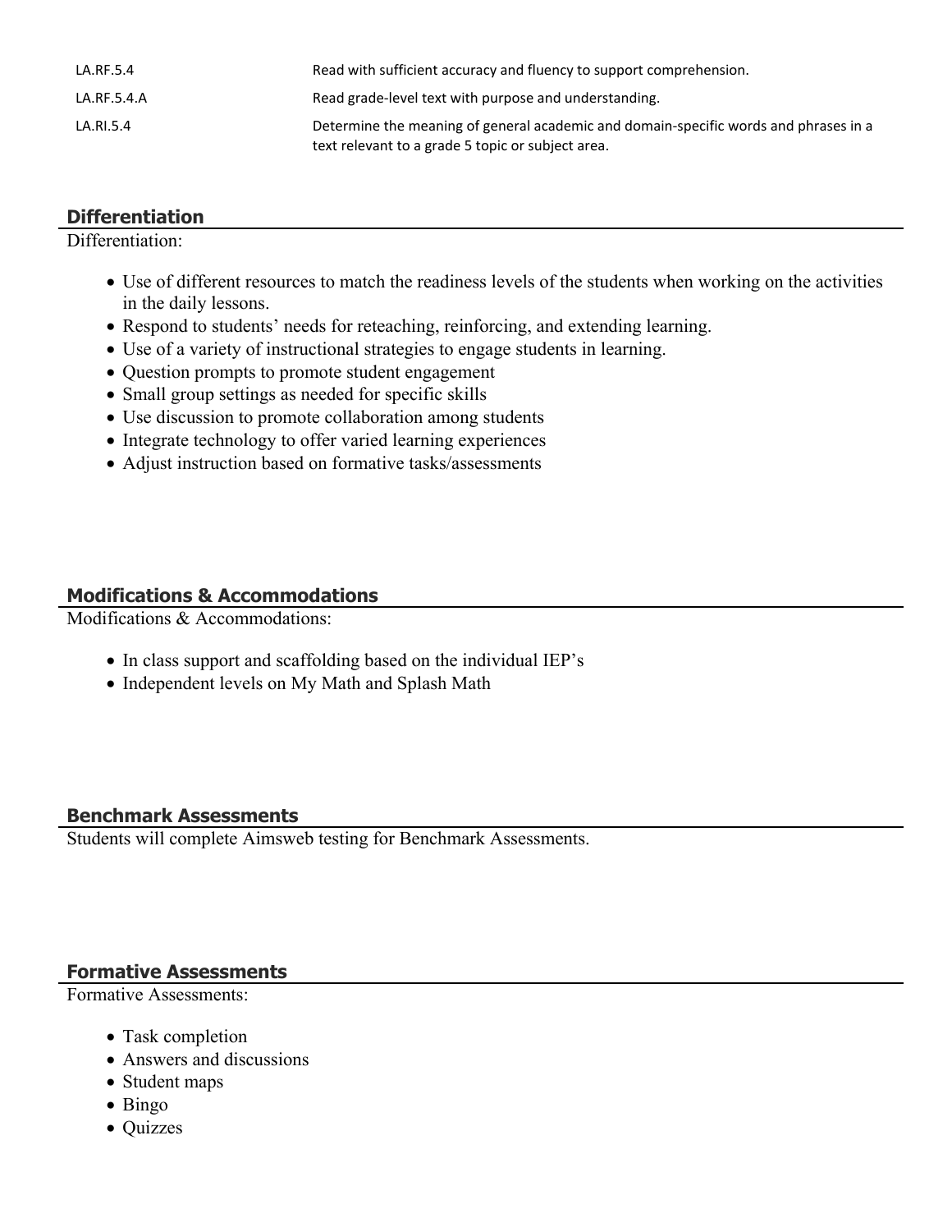| | |
|---|---|
| LA.RF.5.4 | Read with sufficient accuracy and fluency to support comprehension. |
| LA.RF.5.4.A | Read grade-level text with purpose and understanding. |
| LA.RI.5.4 | Determine the meaning of general academic and domain-specific words and phrases in a text relevant to a grade 5 topic or subject area. |

## Differentiation

Differentiation:

- Use of different resources to match the readiness levels of the students when working on the activities in the daily lessons.
- Respond to students' needs for reteaching, reinforcing, and extending learning.
- Use of a variety of instructional strategies to engage students in learning.
- Question prompts to promote student engagement
- Small group settings as needed for specific skills
- Use discussion to promote collaboration among students
- Integrate technology to offer varied learning experiences
- Adjust instruction based on formative tasks/assessments

## Modifications & Accommodations

Modifications & Accommodations:

- In class support and scaffolding based on the individual IEP's
- Independent levels on My Math and Splash Math

## Benchmark Assessments

Students will complete Aimsweb testing for Benchmark Assessments.

## Formative Assessments

Formative Assessments:

- Task completion
- Answers and discussions
- Student maps
- Bingo
- Quizzes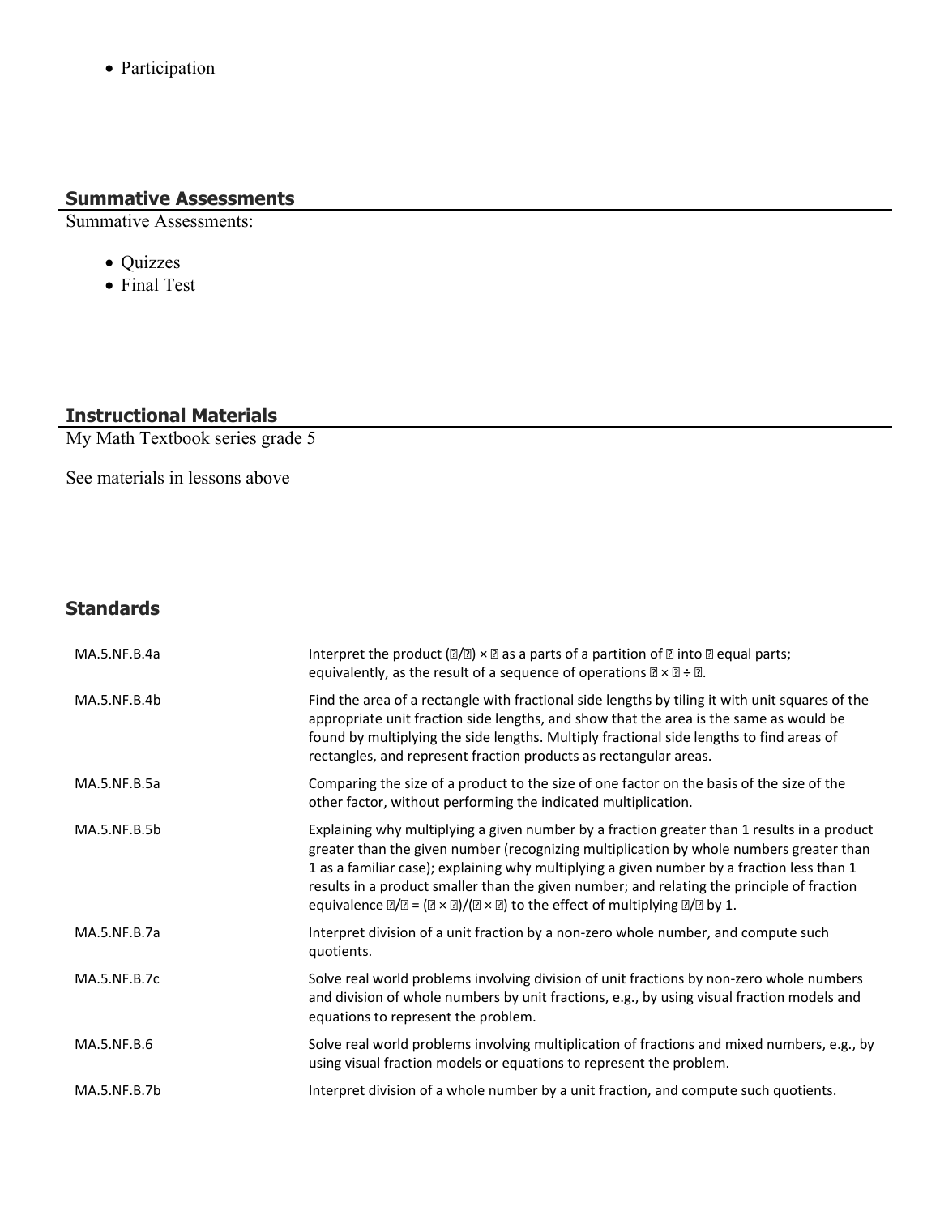- Participation

## Summative Assessments

Summative Assessments:

- Quizzes
- Final Test

## Instructional Materials

My Math Textbook series grade 5

See materials in lessons above

## Standards

| | |
|---|---|
| MA.5.NF.B.4a | Interpret the product (?/?) × ? as a parts of a partition of ? into ? equal parts; equivalently, as the result of a sequence of operations ? × ? ÷ ?. |
| MA.5.NF.B.4b | Find the area of a rectangle with fractional side lengths by tiling it with unit squares of the appropriate unit fraction side lengths, and show that the area is the same as would be found by multiplying the side lengths. Multiply fractional side lengths to find areas of rectangles, and represent fraction products as rectangular areas. |
| MA.5.NF.B.5a | Comparing the size of a product to the size of one factor on the basis of the size of the other factor, without performing the indicated multiplication. |
| MA.5.NF.B.5b | Explaining why multiplying a given number by a fraction greater than 1 results in a product greater than the given number (recognizing multiplication by whole numbers greater than 1 as a familiar case); explaining why multiplying a given number by a fraction less than 1 results in a product smaller than the given number; and relating the principle of fraction equivalence ?/? = (? × ?)/(? × ?) to the effect of multiplying ?/? by 1. |
| MA.5.NF.B.7a | Interpret division of a unit fraction by a non-zero whole number, and compute such quotients. |
| MA.5.NF.B.7c | Solve real world problems involving division of unit fractions by non-zero whole numbers and division of whole numbers by unit fractions, e.g., by using visual fraction models and equations to represent the problem. |
| MA.5.NF.B.6 | Solve real world problems involving multiplication of fractions and mixed numbers, e.g., by using visual fraction models or equations to represent the problem. |
| MA.5.NF.B.7b | Interpret division of a whole number by a unit fraction, and compute such quotients. |